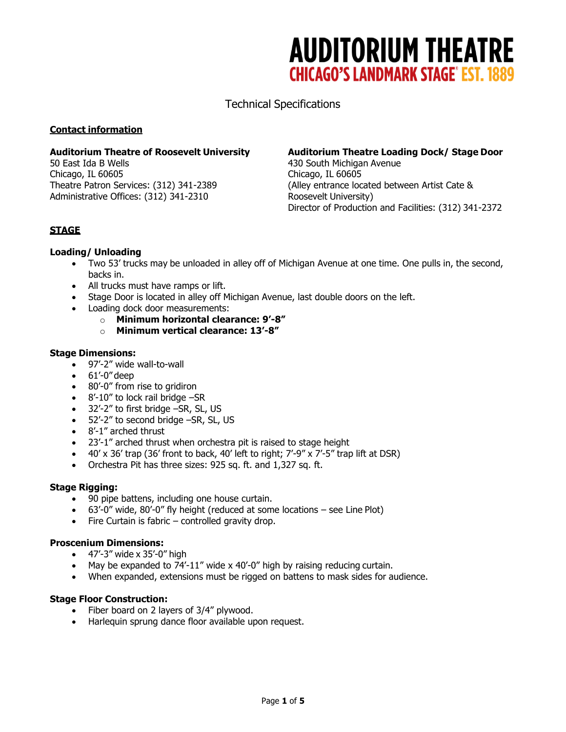# AUDITORIUM THEATRE

**CHICAGO'S LANDMARK STAGE® EST. 1889**

Technical Specifications

## Contact information

**Auditorium Theatre of Roosevelt University**
50 East Ida B Wells
Chicago, IL 60605
Theatre Patron Services: (312) 341-2389
Administrative Offices: (312) 341-2310

**Auditorium Theatre Loading Dock/ Stage Door**
430 South Michigan Avenue
Chicago, IL 60605
(Alley entrance located between Artist Cate & Roosevelt University)
Director of Production and Facilities: (312) 341-2372

## STAGE

### Loading/ Unloading

- Two 53' trucks may be unloaded in alley off of Michigan Avenue at one time. One pulls in, the second, backs in.
- All trucks must have ramps or lift.
- Stage Door is located in alley off Michigan Avenue, last double doors on the left.
- Loading dock door measurements:
  - **Minimum horizontal clearance: 9'-8"**
  - **Minimum vertical clearance: 13'-8"**

### Stage Dimensions:

- 97'-2" wide wall-to-wall
- 61'-0" deep
- 80'-0" from rise to gridiron
- 8'-10" to lock rail bridge –SR
- 32'-2" to first bridge –SR, SL, US
- 52'-2" to second bridge –SR, SL, US
- 8'-1" arched thrust
- 23'-1" arched thrust when orchestra pit is raised to stage height
- 40' x 36' trap (36' front to back, 40' left to right; 7'-9" x 7'-5" trap lift at DSR)
- Orchestra Pit has three sizes: 925 sq. ft. and 1,327 sq. ft.

### Stage Rigging:

- 90 pipe battens, including one house curtain.
- 63'-0" wide, 80'-0" fly height (reduced at some locations – see Line Plot)
- Fire Curtain is fabric – controlled gravity drop.

### Proscenium Dimensions:

- 47'-3" wide x 35'-0" high
- May be expanded to 74'-11" wide x 40'-0" high by raising reducing curtain.
- When expanded, extensions must be rigged on battens to mask sides for audience.

### Stage Floor Construction:

- Fiber board on 2 layers of 3/4" plywood.
- Harlequin sprung dance floor available upon request.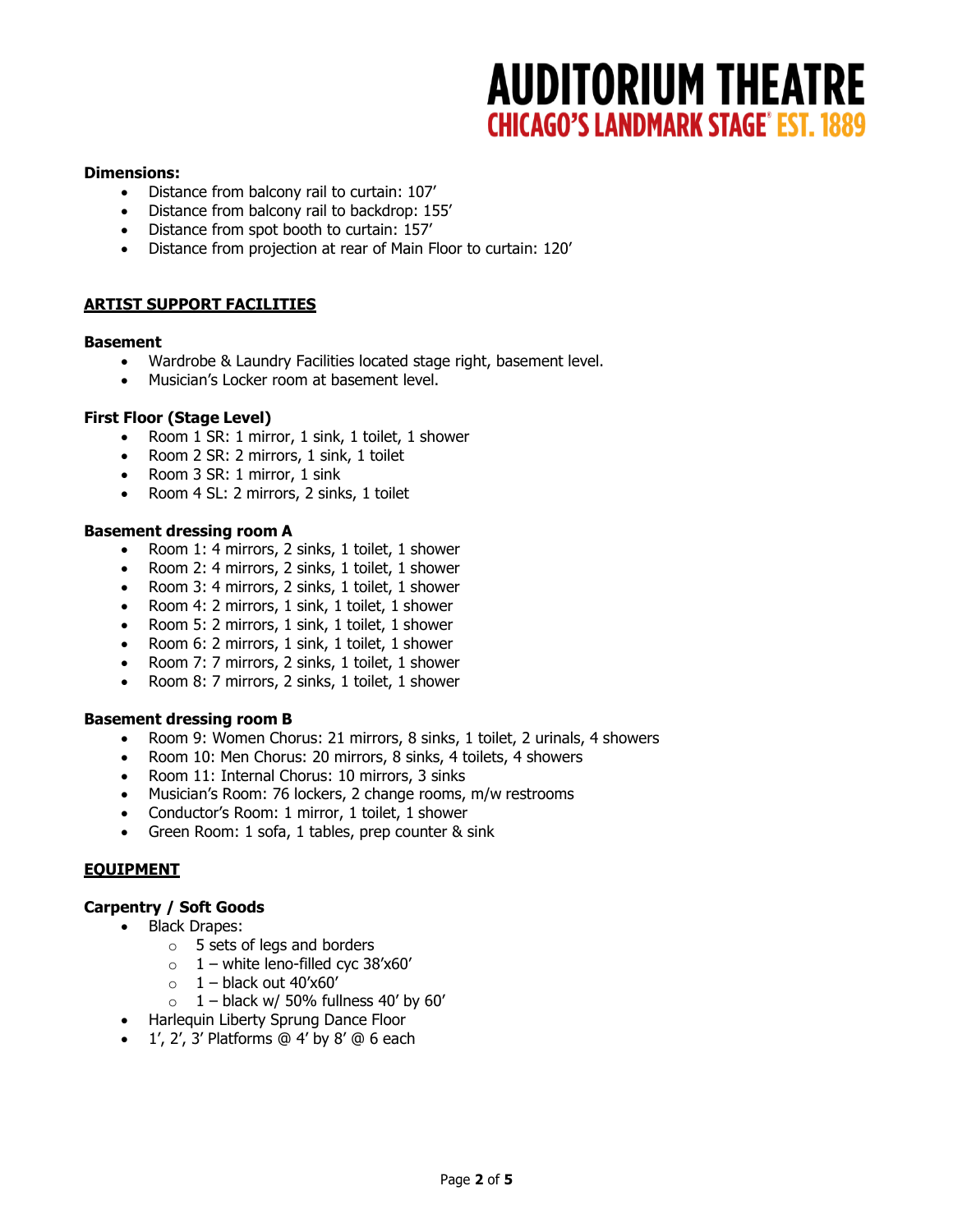**Dimensions:**

- Distance from balcony rail to curtain: 107'
- Distance from balcony rail to backdrop: 155'
- Distance from spot booth to curtain: 157'
- Distance from projection at rear of Main Floor to curtain: 120'

## ARTIST SUPPORT FACILITIES

### Basement

- Wardrobe & Laundry Facilities located stage right, basement level.
- Musician's Locker room at basement level.

### First Floor (Stage Level)

- Room 1 SR: 1 mirror, 1 sink, 1 toilet, 1 shower
- Room 2 SR: 2 mirrors, 1 sink, 1 toilet
- Room 3 SR: 1 mirror, 1 sink
- Room 4 SL: 2 mirrors, 2 sinks, 1 toilet

### Basement dressing room A

- Room 1: 4 mirrors, 2 sinks, 1 toilet, 1 shower
- Room 2: 4 mirrors, 2 sinks, 1 toilet, 1 shower
- Room 3: 4 mirrors, 2 sinks, 1 toilet, 1 shower
- Room 4: 2 mirrors, 1 sink, 1 toilet, 1 shower
- Room 5: 2 mirrors, 1 sink, 1 toilet, 1 shower
- Room 6: 2 mirrors, 1 sink, 1 toilet, 1 shower
- Room 7: 7 mirrors, 2 sinks, 1 toilet, 1 shower
- Room 8: 7 mirrors, 2 sinks, 1 toilet, 1 shower

### Basement dressing room B

- Room 9: Women Chorus: 21 mirrors, 8 sinks, 1 toilet, 2 urinals, 4 showers
- Room 10: Men Chorus: 20 mirrors, 8 sinks, 4 toilets, 4 showers
- Room 11: Internal Chorus: 10 mirrors, 3 sinks
- Musician's Room: 76 lockers, 2 change rooms, m/w restrooms
- Conductor's Room: 1 mirror, 1 toilet, 1 shower
- Green Room: 1 sofa, 1 tables, prep counter & sink

## EQUIPMENT

### Carpentry / Soft Goods

- Black Drapes:
  - 5 sets of legs and borders
  - 1 – white leno-filled cyc 38'x60'
  - 1 – black out 40'x60'
  - 1 – black w/ 50% fullness 40' by 60'
- Harlequin Liberty Sprung Dance Floor
- 1', 2', 3' Platforms @ 4' by 8' @ 6 each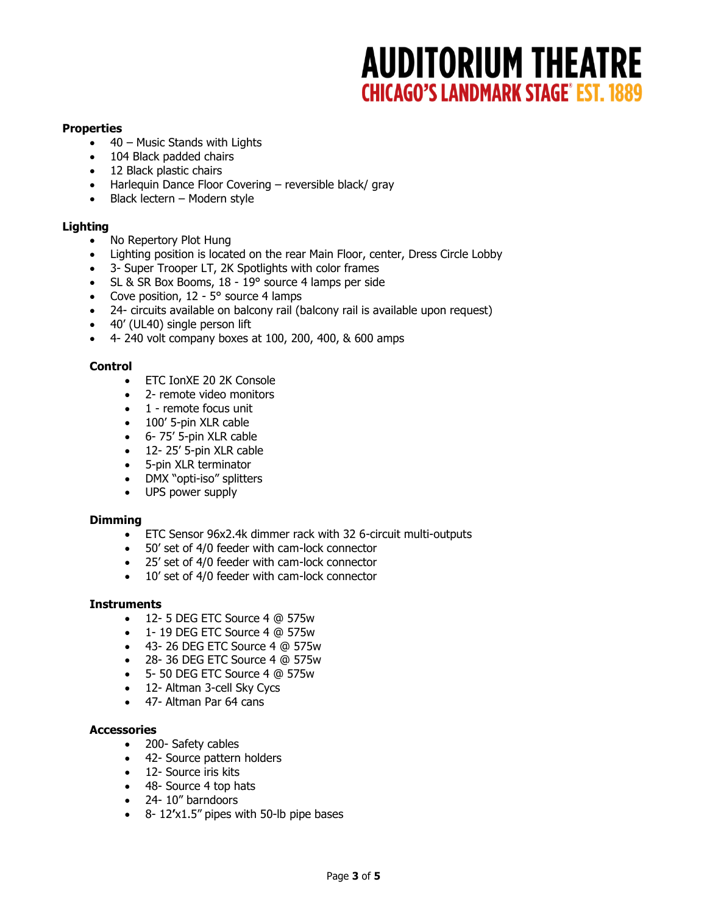## Properties

- 40 – Music Stands with Lights
- 104 Black padded chairs
- 12 Black plastic chairs
- Harlequin Dance Floor Covering – reversible black/ gray
- Black lectern – Modern style

## Lighting

- No Repertory Plot Hung
- Lighting position is located on the rear Main Floor, center, Dress Circle Lobby
- 3- Super Trooper LT, 2K Spotlights with color frames
- SL & SR Box Booms, 18 - 19° source 4 lamps per side
- Cove position, 12 - 5° source 4 lamps
- 24- circuits available on balcony rail (balcony rail is available upon request)
- 40’ (UL40) single person lift
- 4- 240 volt company boxes at 100, 200, 400, & 600 amps

### Control

- ETC IonXE 20 2K Console
- 2- remote video monitors
- 1 - remote focus unit
- 100’ 5-pin XLR cable
- 6- 75’ 5-pin XLR cable
- 12- 25’ 5-pin XLR cable
- 5-pin XLR terminator
- DMX “opti-iso” splitters
- UPS power supply

### Dimming

- ETC Sensor 96x2.4k dimmer rack with 32 6-circuit multi-outputs
- 50’ set of 4/0 feeder with cam-lock connector
- 25’ set of 4/0 feeder with cam-lock connector
- 10’ set of 4/0 feeder with cam-lock connector

### Instruments

- 12- 5 DEG ETC Source 4 @ 575w
- 1- 19 DEG ETC Source 4 @ 575w
- 43- 26 DEG ETC Source 4 @ 575w
- 28- 36 DEG ETC Source 4 @ 575w
- 5- 50 DEG ETC Source 4 @ 575w
- 12- Altman 3-cell Sky Cycs
- 47- Altman Par 64 cans

### Accessories

- 200- Safety cables
- 42- Source pattern holders
- 12- Source iris kits
- 48- Source 4 top hats
- 24- 10” barndoors
- 8- 12’x1.5” pipes with 50-lb pipe bases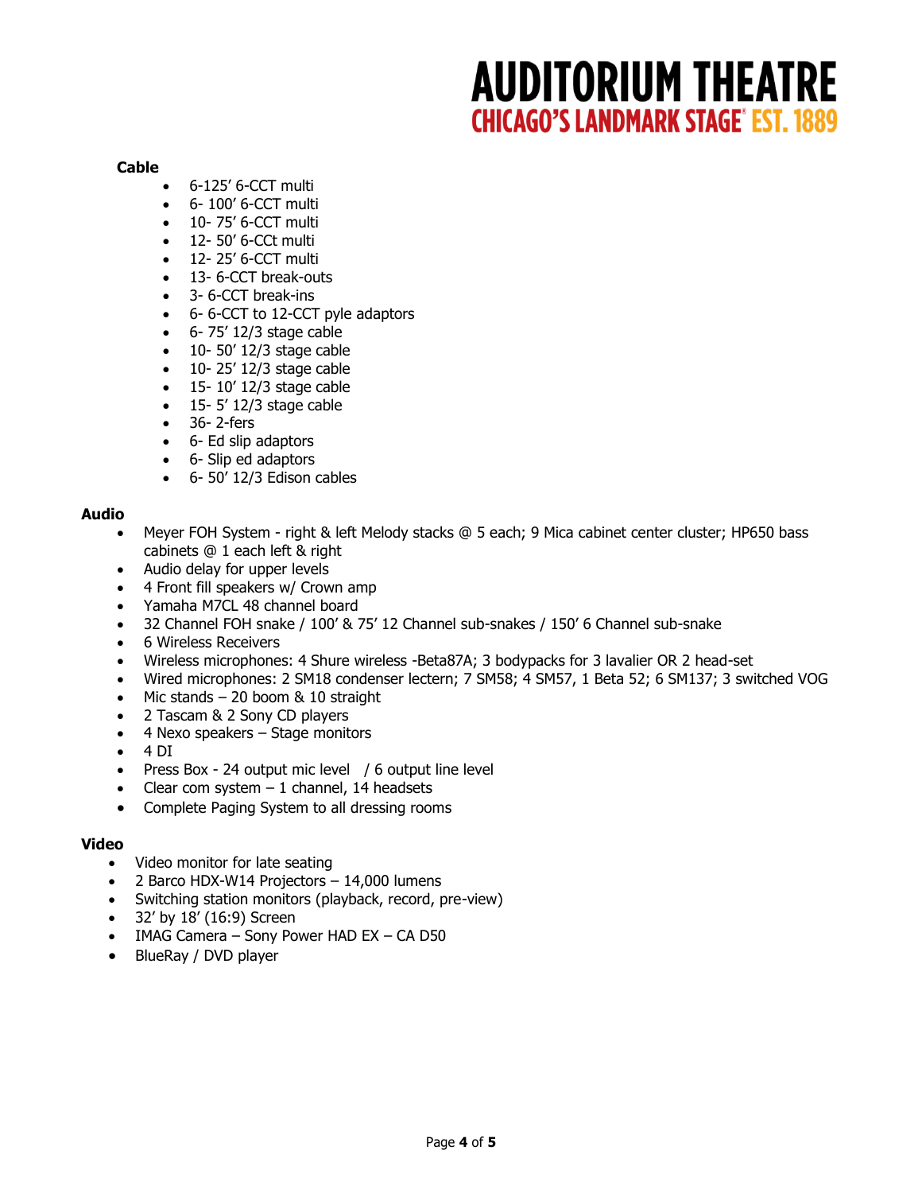**Cable**

- 6-125' 6-CCT multi
- 6- 100' 6-CCT multi
- 10- 75' 6-CCT multi
- 12- 50' 6-CCt multi
- 12- 25' 6-CCT multi
- 13- 6-CCT break-outs
- 3- 6-CCT break-ins
- 6- 6-CCT to 12-CCT pyle adaptors
- 6- 75' 12/3 stage cable
- 10- 50' 12/3 stage cable
- 10- 25' 12/3 stage cable
- 15- 10' 12/3 stage cable
- 15- 5' 12/3 stage cable
- 36- 2-fers
- 6- Ed slip adaptors
- 6- Slip ed adaptors
- 6- 50' 12/3 Edison cables

**Audio**

- Meyer FOH System - right & left Melody stacks @ 5 each; 9 Mica cabinet center cluster; HP650 bass cabinets @ 1 each left & right
- Audio delay for upper levels
- 4 Front fill speakers w/ Crown amp
- Yamaha M7CL 48 channel board
- 32 Channel FOH snake / 100' & 75' 12 Channel sub-snakes / 150' 6 Channel sub-snake
- 6 Wireless Receivers
- Wireless microphones: 4 Shure wireless -Beta87A; 3 bodypacks for 3 lavalier OR 2 head-set
- Wired microphones: 2 SM18 condenser lectern; 7 SM58; 4 SM57, 1 Beta 52; 6 SM137; 3 switched VOG
- Mic stands – 20 boom & 10 straight
- 2 Tascam & 2 Sony CD players
- 4 Nexo speakers – Stage monitors
- 4 DI
- Press Box - 24 output mic level / 6 output line level
- Clear com system – 1 channel, 14 headsets
- Complete Paging System to all dressing rooms

**Video**

- Video monitor for late seating
- 2 Barco HDX-W14 Projectors – 14,000 lumens
- Switching station monitors (playback, record, pre-view)
- 32' by 18' (16:9) Screen
- IMAG Camera – Sony Power HAD EX – CA D50
- BlueRay / DVD player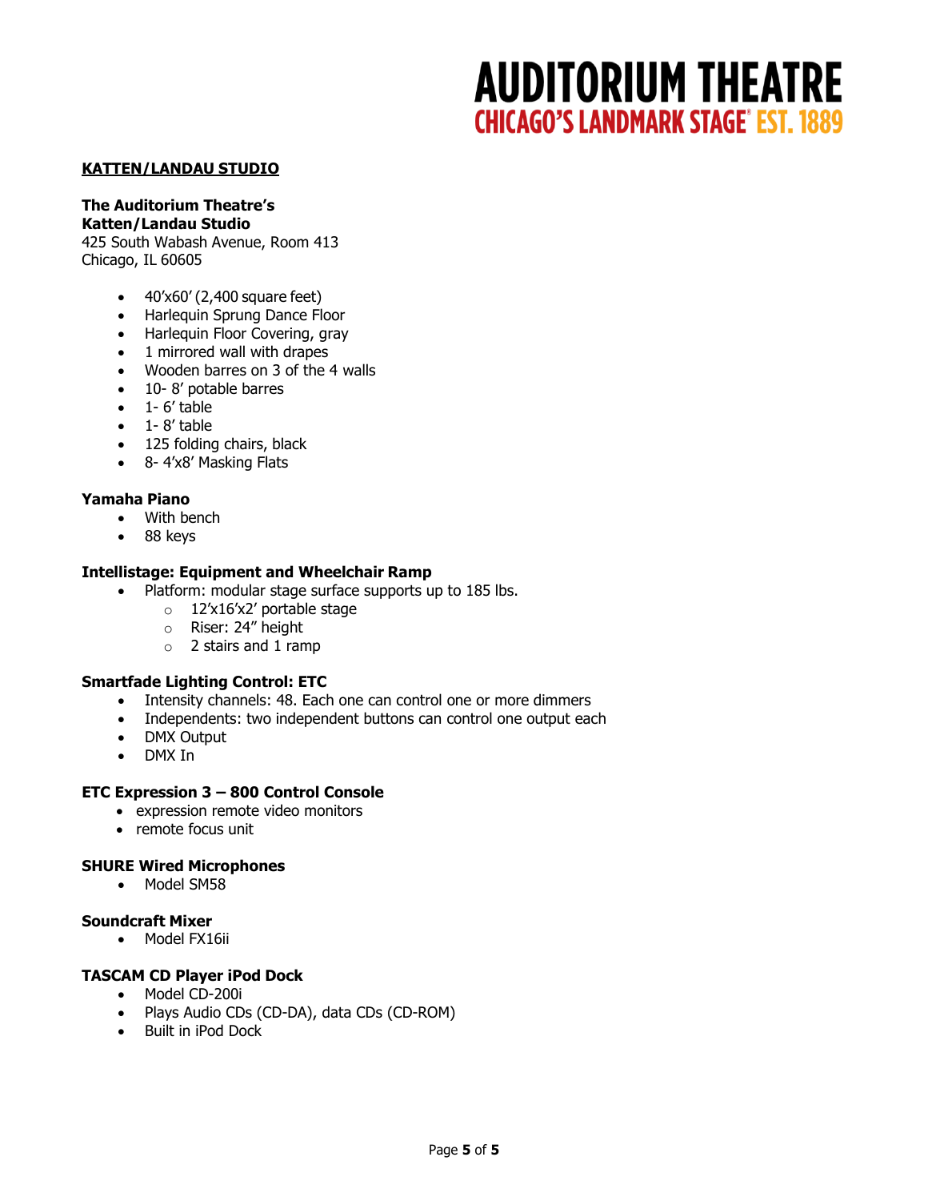AUDITORIUM THEATRE
CHICAGO'S LANDMARK STAGE® EST. 1889

## KATTEN/LANDAU STUDIO

**The Auditorium Theatre's**
**Katten/Landau Studio**
425 South Wabash Avenue, Room 413
Chicago, IL 60605

- 40'x60' (2,400 square feet)
- Harlequin Sprung Dance Floor
- Harlequin Floor Covering, gray
- 1 mirrored wall with drapes
- Wooden barres on 3 of the 4 walls
- 10- 8' potable barres
- 1- 6' table
- 1- 8' table
- 125 folding chairs, black
- 8- 4'x8' Masking Flats

### Yamaha Piano
- With bench
- 88 keys

### Intellistage: Equipment and Wheelchair Ramp
- Platform: modular stage surface supports up to 185 lbs.
  - 12'x16'x2' portable stage
  - Riser: 24" height
  - 2 stairs and 1 ramp

### Smartfade Lighting Control: ETC
- Intensity channels: 48. Each one can control one or more dimmers
- Independents: two independent buttons can control one output each
- DMX Output
- DMX In

### ETC Expression 3 – 800 Control Console
- expression remote video monitors
- remote focus unit

### SHURE Wired Microphones
- Model SM58

### Soundcraft Mixer
- Model FX16ii

### TASCAM CD Player iPod Dock
- Model CD-200i
- Plays Audio CDs (CD-DA), data CDs (CD-ROM)
- Built in iPod Dock